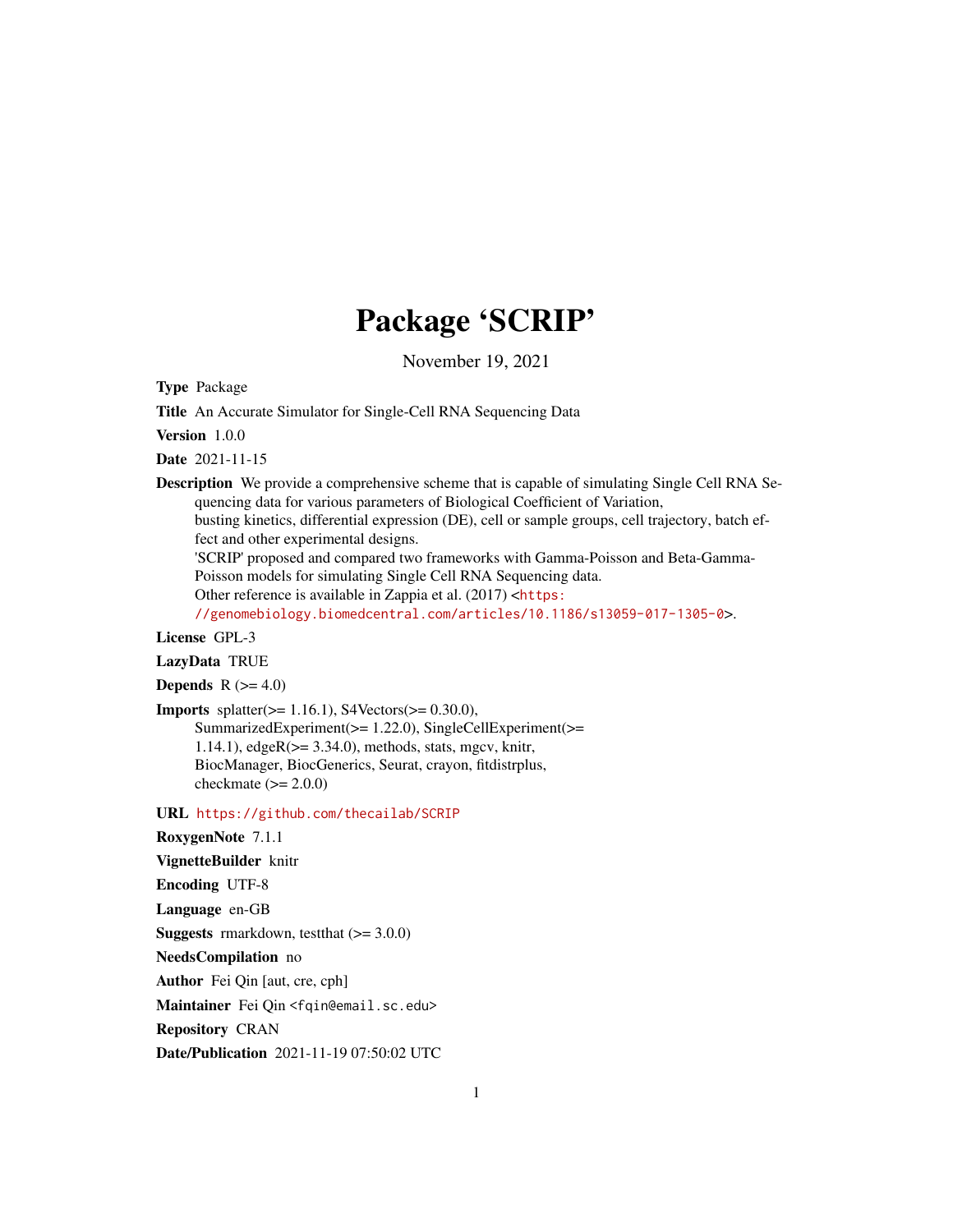# Package 'SCRIP'

November 19, 2021

**Type** Package

**Title** An Accurate Simulator for Single-Cell RNA Sequencing Data

**Version** 1.0.0

**Date** 2021-11-15

**Description** We provide a comprehensive scheme that is capable of simulating Single Cell RNA Sequencing data for various parameters of Biological Coefficient of Variation, busting kinetics, differential expression (DE), cell or sample groups, cell trajectory, batch effect and other experimental designs. 'SCRIP' proposed and compared two frameworks with Gamma-Poisson and Beta-Gamma-Poisson models for simulating Single Cell RNA Sequencing data. Other reference is available in Zappia et al. (2017) <https://genomebiology.biomedcentral.com/articles/10.1186/s13059-017-1305-0>.

**License** GPL-3

**LazyData** TRUE

**Depends** R (>= 4.0)

**Imports** splatter(>= 1.16.1), S4Vectors(>= 0.30.0), SummarizedExperiment(>= 1.22.0), SingleCellExperiment(>= 1.14.1), edgeR(>= 3.34.0), methods, stats, mgcv, knitr, BiocManager, BiocGenerics, Seurat, crayon, fitdistrplus, checkmate (>= 2.0.0)

**URL** https://github.com/thecailab/SCRIP

**RoxygenNote** 7.1.1

**VignetteBuilder** knitr

**Encoding** UTF-8

**Language** en-GB

**Suggests** rmarkdown, testthat (>= 3.0.0)

**NeedsCompilation** no

**Author** Fei Qin [aut, cre, cph]

**Maintainer** Fei Qin <fqin@email.sc.edu>

**Repository** CRAN

**Date/Publication** 2021-11-19 07:50:02 UTC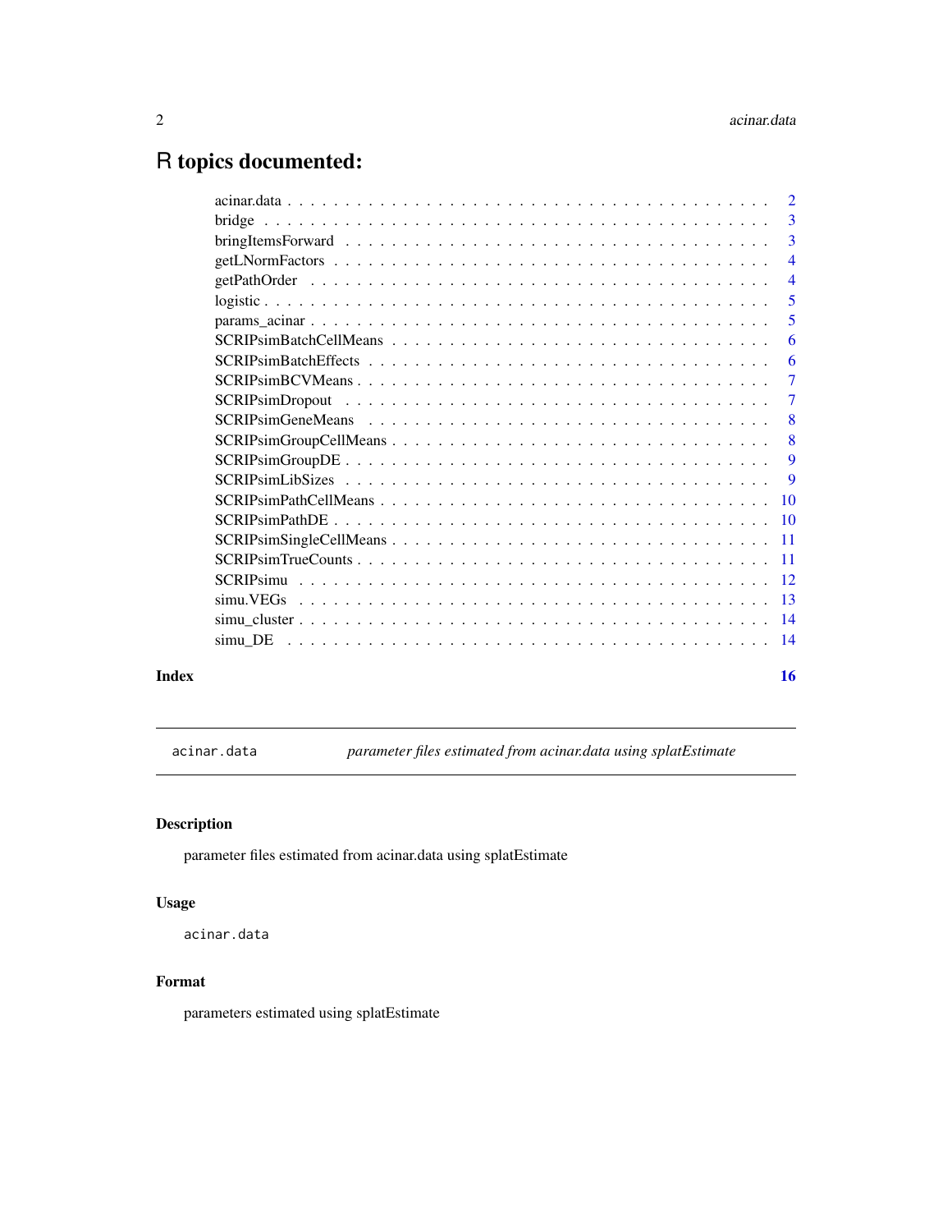# R topics documented:

| | |
|---|---|
| acinar.data | 2 |
| bridge | 3 |
| bringItemsForward | 3 |
| getLNormFactors | 4 |
| getPathOrder | 4 |
| logistic | 5 |
| params_acinar | 5 |
| SCRIPsimBatchCellMeans | 6 |
| SCRIPsimBatchEffects | 6 |
| SCRIPsimBCVMeans | 7 |
| SCRIPsimDropout | 7 |
| SCRIPsimGeneMeans | 8 |
| SCRIPsimGroupCellMeans | 8 |
| SCRIPsimGroupDE | 9 |
| SCRIPsimLibSizes | 9 |
| SCRIPsimPathCellMeans | 10 |
| SCRIPsimPathDE | 10 |
| SCRIPsimSingleCellMeans | 11 |
| SCRIPsimTrueCounts | 11 |
| SCRIPsimu | 12 |
| simu.VEGs | 13 |
| simu_cluster | 14 |
| simu_DE | 14 |

**Index** 16

---

`acinar.data` *parameter files estimated from acinar.data using splatEstimate*

---

## Description

parameter files estimated from acinar.data using splatEstimate

## Usage

```
acinar.data
```

## Format

parameters estimated using splatEstimate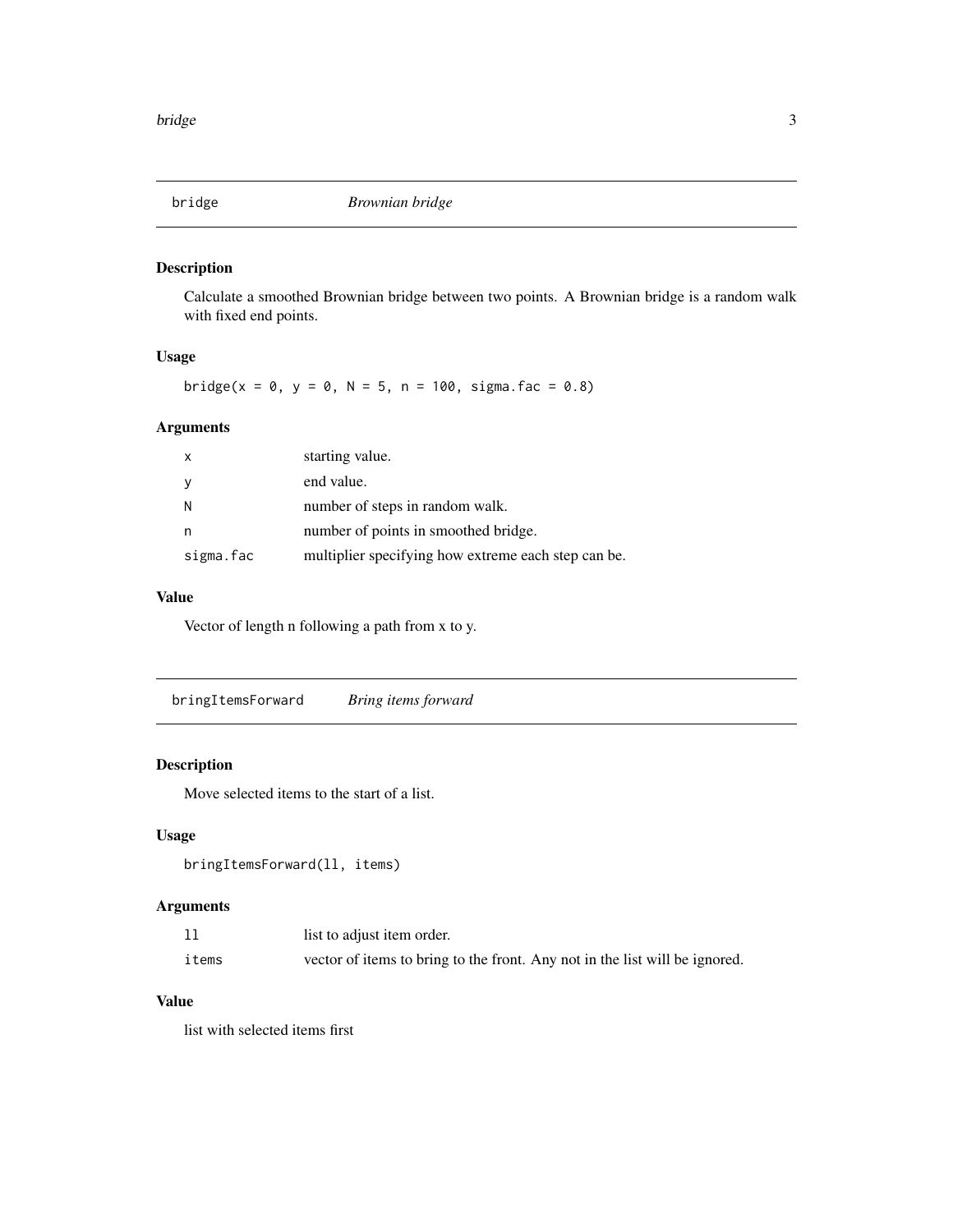## bridge — *Brownian bridge*

### Description

Calculate a smoothed Brownian bridge between two points. A Brownian bridge is a random walk with fixed end points.

### Usage

```
bridge(x = 0, y = 0, N = 5, n = 100, sigma.fac = 0.8)
```

### Arguments

| | |
|---|---|
| `x` | starting value. |
| `y` | end value. |
| `N` | number of steps in random walk. |
| `n` | number of points in smoothed bridge. |
| `sigma.fac` | multiplier specifying how extreme each step can be. |

### Value

Vector of length n following a path from x to y.

## bringItemsForward — *Bring items forward*

### Description

Move selected items to the start of a list.

### Usage

```
bringItemsForward(ll, items)
```

### Arguments

| | |
|---|---|
| `ll` | list to adjust item order. |
| `items` | vector of items to bring to the front. Any not in the list will be ignored. |

### Value

list with selected items first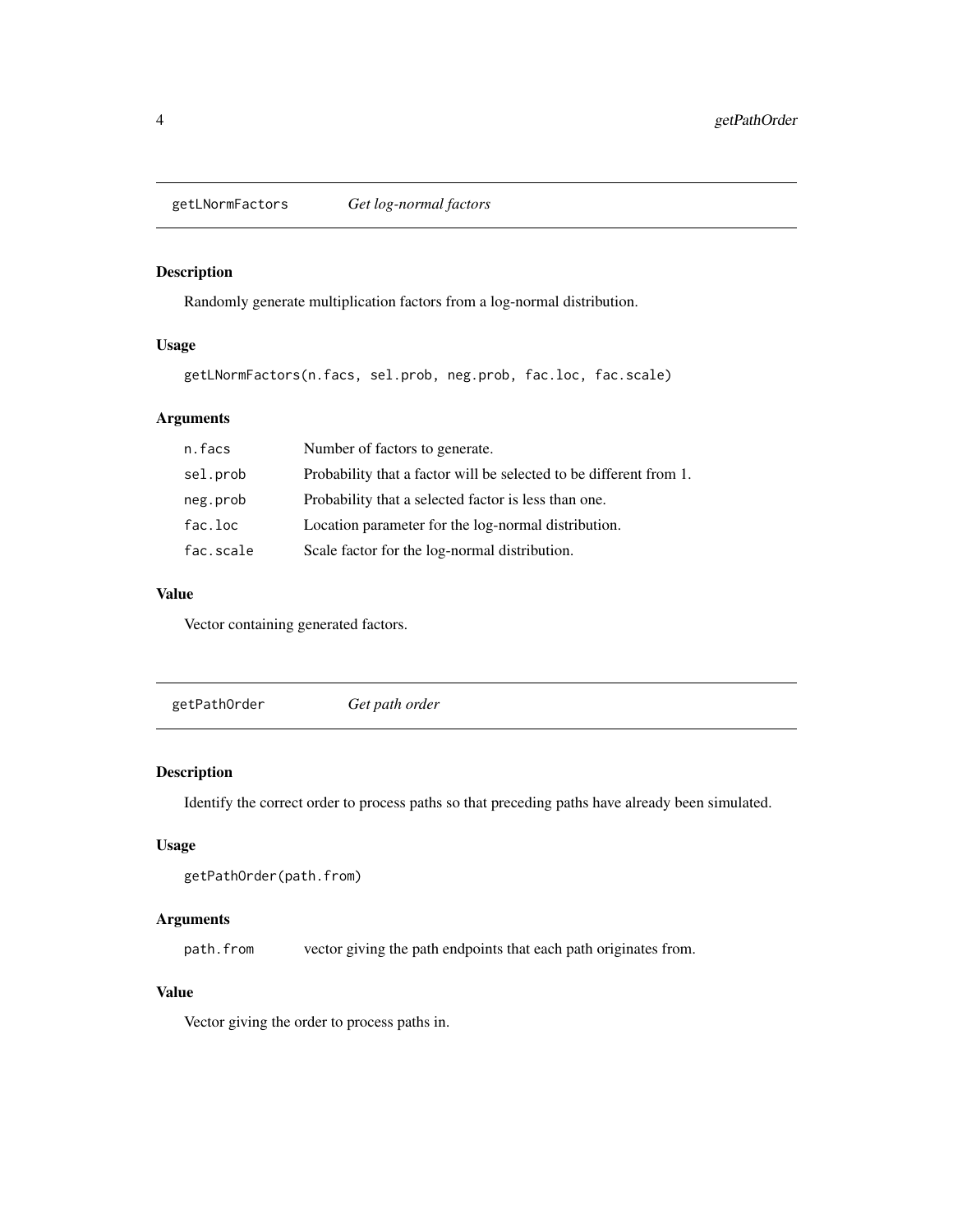## getLNormFactors *Get log-normal factors*

### Description

Randomly generate multiplication factors from a log-normal distribution.

### Usage

```
getLNormFactors(n.facs, sel.prob, neg.prob, fac.loc, fac.scale)
```

### Arguments

| | |
|---|---|
| n.facs | Number of factors to generate. |
| sel.prob | Probability that a factor will be selected to be different from 1. |
| neg.prob | Probability that a selected factor is less than one. |
| fac.loc | Location parameter for the log-normal distribution. |
| fac.scale | Scale factor for the log-normal distribution. |

### Value

Vector containing generated factors.

## getPathOrder *Get path order*

### Description

Identify the correct order to process paths so that preceding paths have already been simulated.

### Usage

```
getPathOrder(path.from)
```

### Arguments

| | |
|---|---|
| path.from | vector giving the path endpoints that each path originates from. |

### Value

Vector giving the order to process paths in.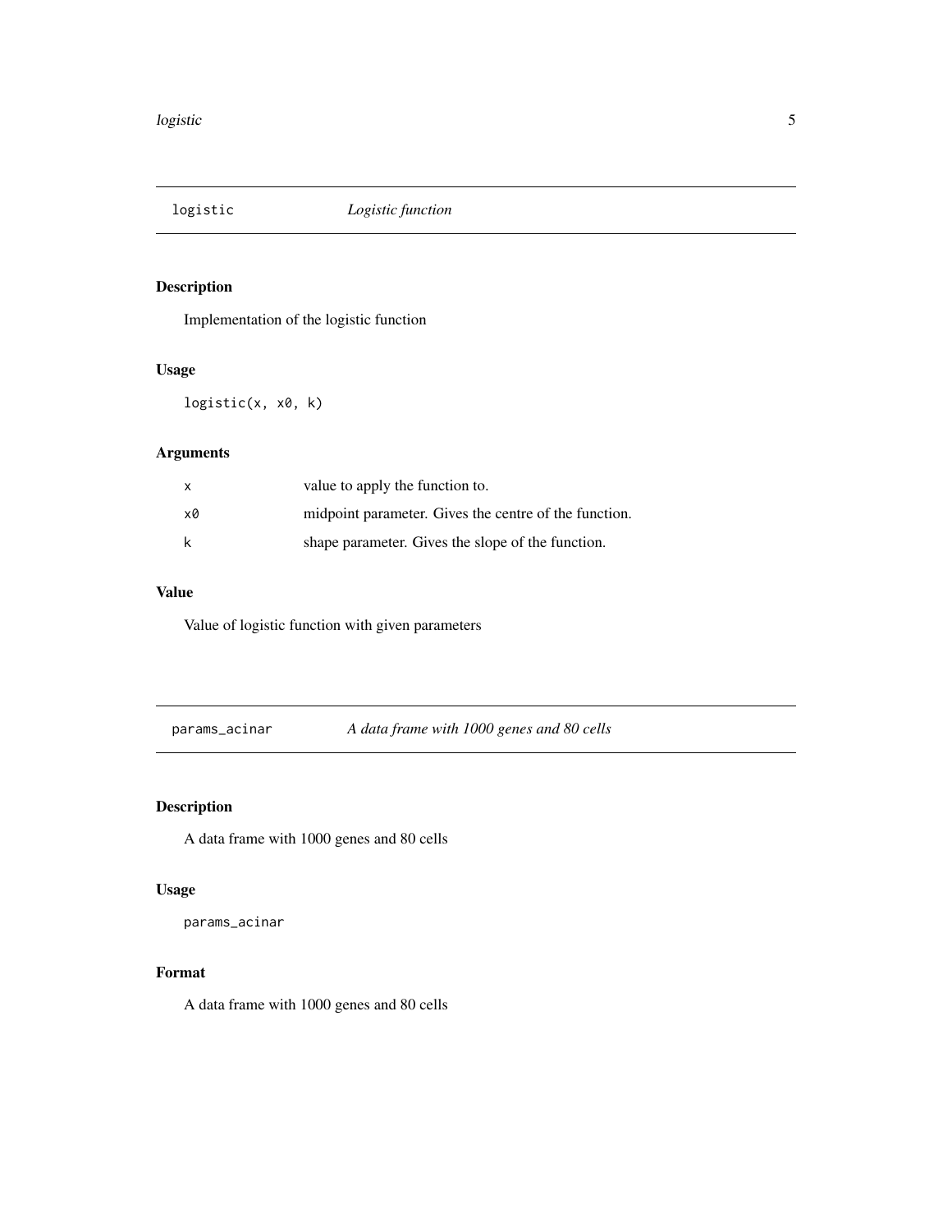## logistic — *Logistic function*

### Description

Implementation of the logistic function

### Usage

```
logistic(x, x0, k)
```

### Arguments

| | |
|---|---|
| x | value to apply the function to. |
| x0 | midpoint parameter. Gives the centre of the function. |
| k | shape parameter. Gives the slope of the function. |

### Value

Value of logistic function with given parameters

## params_acinar — *A data frame with 1000 genes and 80 cells*

### Description

A data frame with 1000 genes and 80 cells

### Usage

```
params_acinar
```

### Format

A data frame with 1000 genes and 80 cells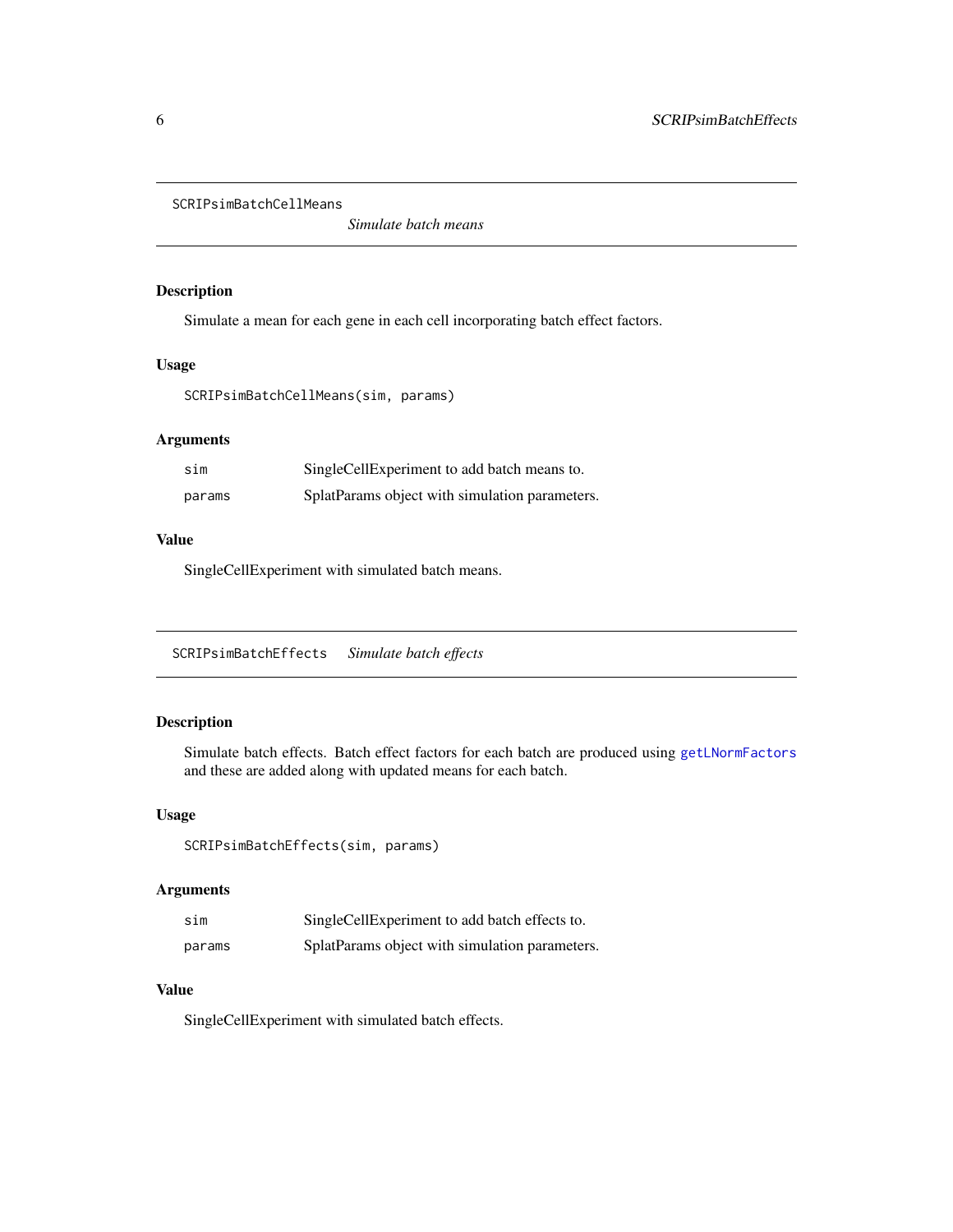## SCRIPsimBatchCellMeans

*Simulate batch means*

### Description

Simulate a mean for each gene in each cell incorporating batch effect factors.

### Usage

```
SCRIPsimBatchCellMeans(sim, params)
```

### Arguments

| | |
|---|---|
| `sim` | SingleCellExperiment to add batch means to. |
| `params` | SplatParams object with simulation parameters. |

### Value

SingleCellExperiment with simulated batch means.

## SCRIPsimBatchEffects

*Simulate batch effects*

### Description

Simulate batch effects. Batch effect factors for each batch are produced using `getLNormFactors` and these are added along with updated means for each batch.

### Usage

```
SCRIPsimBatchEffects(sim, params)
```

### Arguments

| | |
|---|---|
| `sim` | SingleCellExperiment to add batch effects to. |
| `params` | SplatParams object with simulation parameters. |

### Value

SingleCellExperiment with simulated batch effects.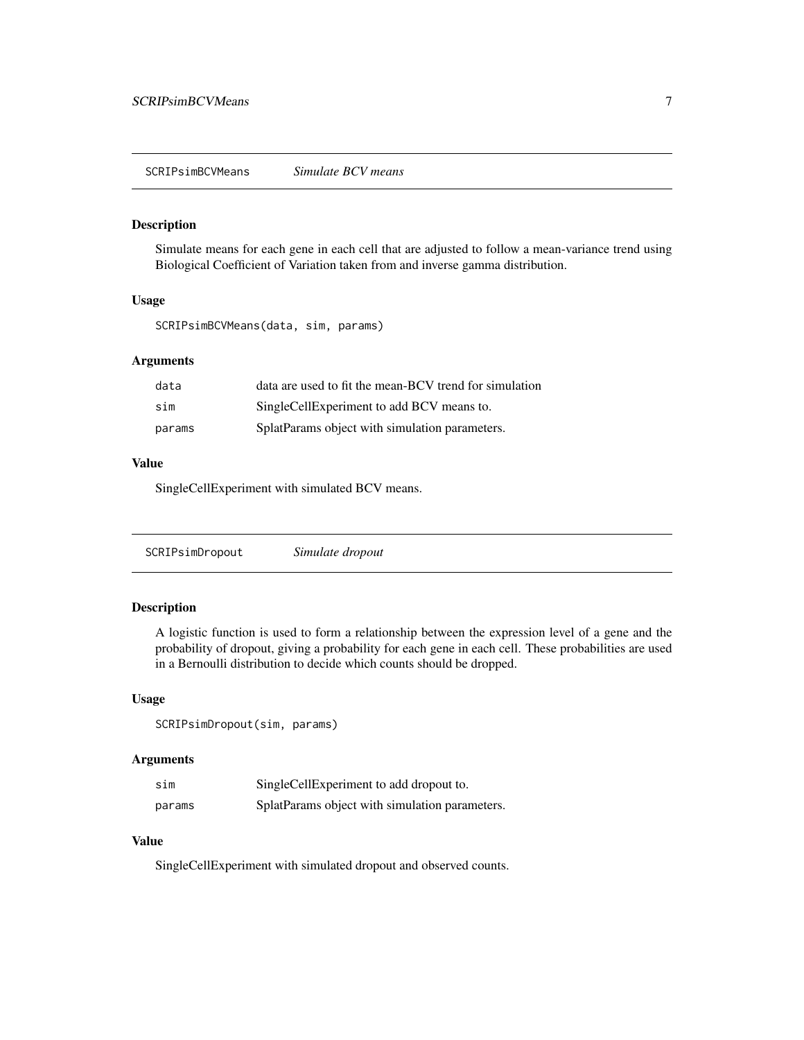## SCRIPsimBCVMeans *Simulate BCV means*

### Description

Simulate means for each gene in each cell that are adjusted to follow a mean-variance trend using Biological Coefficient of Variation taken from and inverse gamma distribution.

### Usage

```
SCRIPsimBCVMeans(data, sim, params)
```

### Arguments

| | |
|---|---|
| data | data are used to fit the mean-BCV trend for simulation |
| sim | SingleCellExperiment to add BCV means to. |
| params | SplatParams object with simulation parameters. |

### Value

SingleCellExperiment with simulated BCV means.

## SCRIPsimDropout *Simulate dropout*

### Description

A logistic function is used to form a relationship between the expression level of a gene and the probability of dropout, giving a probability for each gene in each cell. These probabilities are used in a Bernoulli distribution to decide which counts should be dropped.

### Usage

```
SCRIPsimDropout(sim, params)
```

### Arguments

| | |
|---|---|
| sim | SingleCellExperiment to add dropout to. |
| params | SplatParams object with simulation parameters. |

### Value

SingleCellExperiment with simulated dropout and observed counts.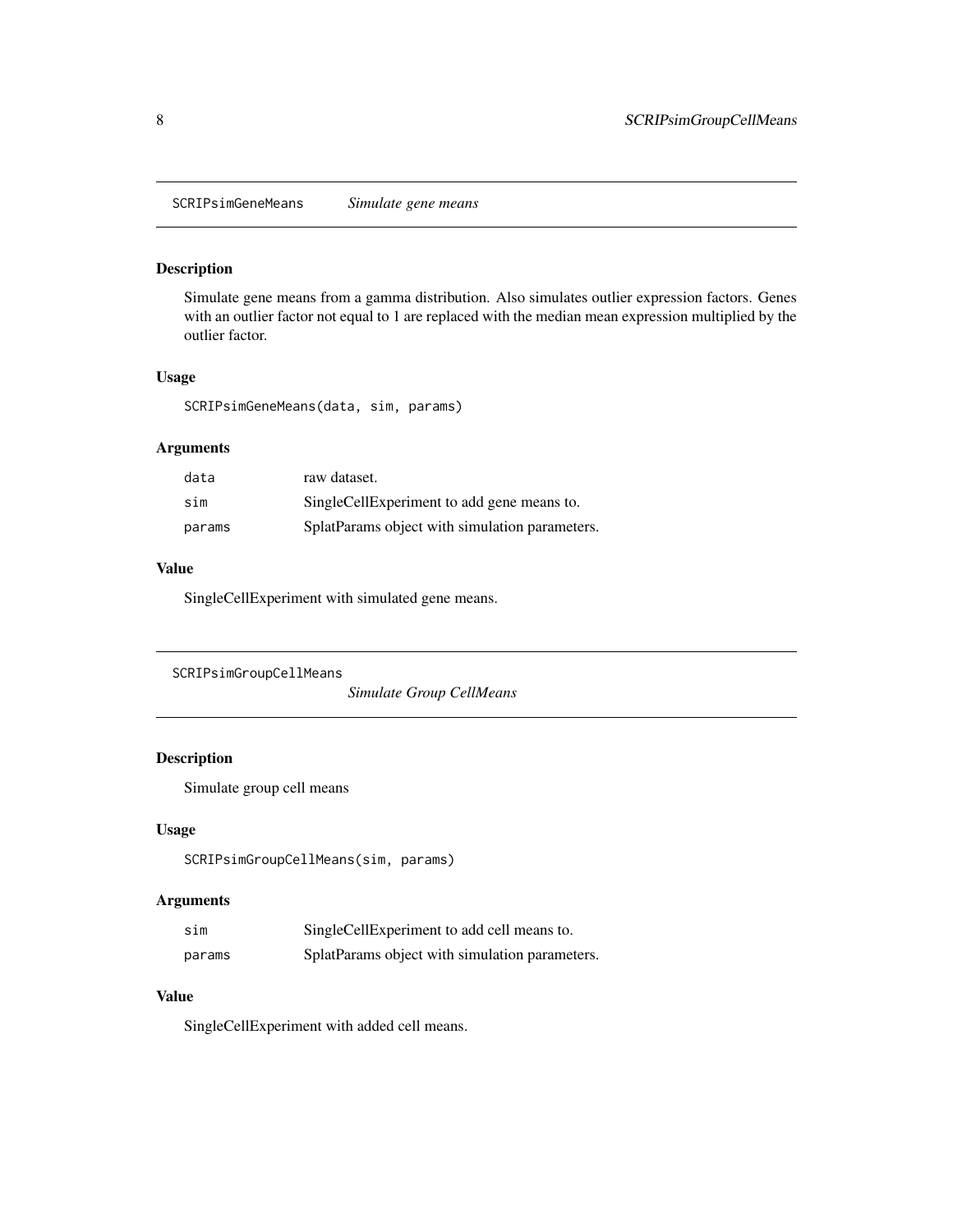## SCRIPsimGeneMeans *Simulate gene means*

### Description

Simulate gene means from a gamma distribution. Also simulates outlier expression factors. Genes with an outlier factor not equal to 1 are replaced with the median mean expression multiplied by the outlier factor.

### Usage

```
SCRIPsimGeneMeans(data, sim, params)
```

### Arguments

| | |
|---|---|
| `data` | raw dataset. |
| `sim` | SingleCellExperiment to add gene means to. |
| `params` | SplatParams object with simulation parameters. |

### Value

SingleCellExperiment with simulated gene means.

## SCRIPsimGroupCellMeans *Simulate Group CellMeans*

### Description

Simulate group cell means

### Usage

```
SCRIPsimGroupCellMeans(sim, params)
```

### Arguments

| | |
|---|---|
| `sim` | SingleCellExperiment to add cell means to. |
| `params` | SplatParams object with simulation parameters. |

### Value

SingleCellExperiment with added cell means.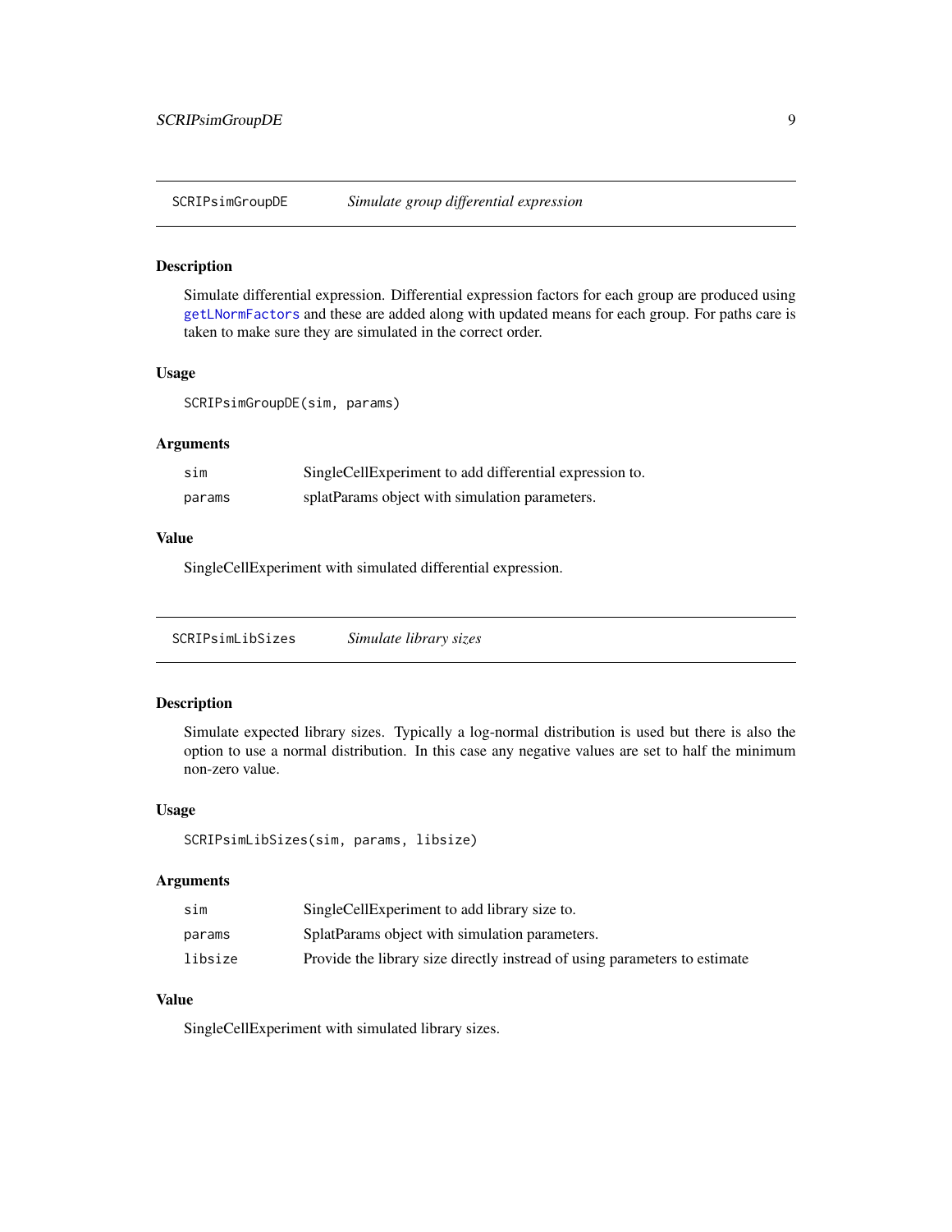## SCRIPsimGroupDE — *Simulate group differential expression*

### Description

Simulate differential expression. Differential expression factors for each group are produced using getLNormFactors and these are added along with updated means for each group. For paths care is taken to make sure they are simulated in the correct order.

### Usage

```
SCRIPsimGroupDE(sim, params)
```

### Arguments

| | |
|---|---|
| sim | SingleCellExperiment to add differential expression to. |
| params | splatParams object with simulation parameters. |

### Value

SingleCellExperiment with simulated differential expression.

## SCRIPsimLibSizes — *Simulate library sizes*

### Description

Simulate expected library sizes. Typically a log-normal distribution is used but there is also the option to use a normal distribution. In this case any negative values are set to half the minimum non-zero value.

### Usage

```
SCRIPsimLibSizes(sim, params, libsize)
```

### Arguments

| | |
|---|---|
| sim | SingleCellExperiment to add library size to. |
| params | SplatParams object with simulation parameters. |
| libsize | Provide the library size directly instread of using parameters to estimate |

### Value

SingleCellExperiment with simulated library sizes.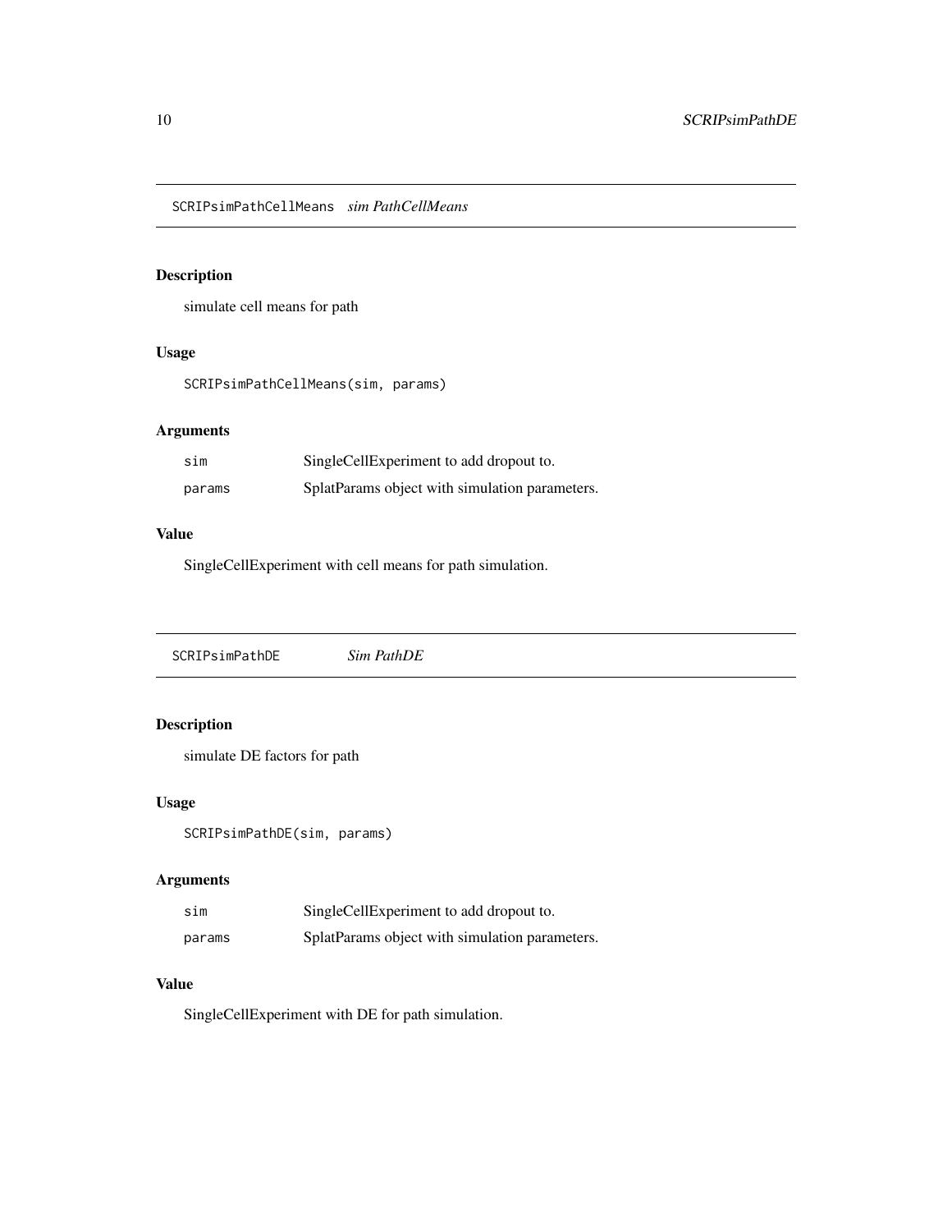## SCRIPsimPathCellMeans *sim PathCellMeans*

### Description

simulate cell means for path

### Usage

```
SCRIPsimPathCellMeans(sim, params)
```

### Arguments

| | |
|---|---|
| sim | SingleCellExperiment to add dropout to. |
| params | SplatParams object with simulation parameters. |

### Value

SingleCellExperiment with cell means for path simulation.

## SCRIPsimPathDE *Sim PathDE*

### Description

simulate DE factors for path

### Usage

```
SCRIPsimPathDE(sim, params)
```

### Arguments

| | |
|---|---|
| sim | SingleCellExperiment to add dropout to. |
| params | SplatParams object with simulation parameters. |

### Value

SingleCellExperiment with DE for path simulation.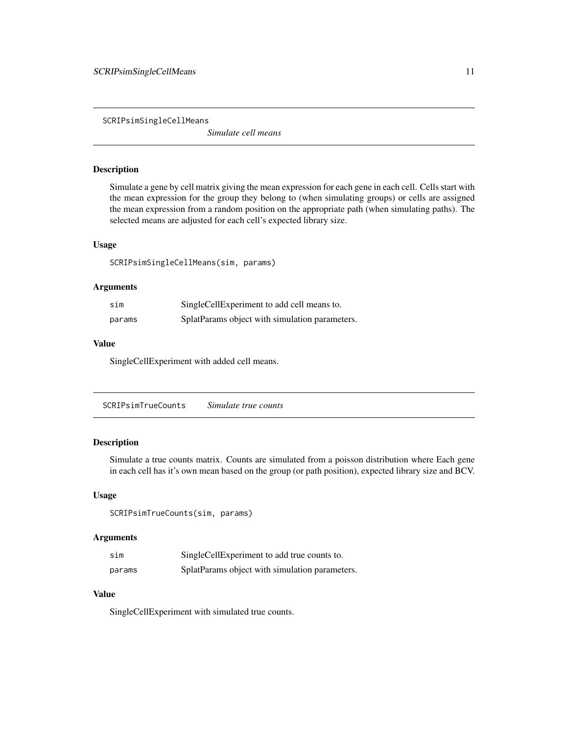## SCRIPsimSingleCellMeans

*Simulate cell means*

### Description

Simulate a gene by cell matrix giving the mean expression for each gene in each cell. Cells start with the mean expression for the group they belong to (when simulating groups) or cells are assigned the mean expression from a random position on the appropriate path (when simulating paths). The selected means are adjusted for each cell's expected library size.

### Usage

```
SCRIPsimSingleCellMeans(sim, params)
```

### Arguments

| | |
|---|---|
| sim | SingleCellExperiment to add cell means to. |
| params | SplatParams object with simulation parameters. |

### Value

SingleCellExperiment with added cell means.

## SCRIPsimTrueCounts

*Simulate true counts*

### Description

Simulate a true counts matrix. Counts are simulated from a poisson distribution where Each gene in each cell has it's own mean based on the group (or path position), expected library size and BCV.

### Usage

```
SCRIPsimTrueCounts(sim, params)
```

### Arguments

| | |
|---|---|
| sim | SingleCellExperiment to add true counts to. |
| params | SplatParams object with simulation parameters. |

### Value

SingleCellExperiment with simulated true counts.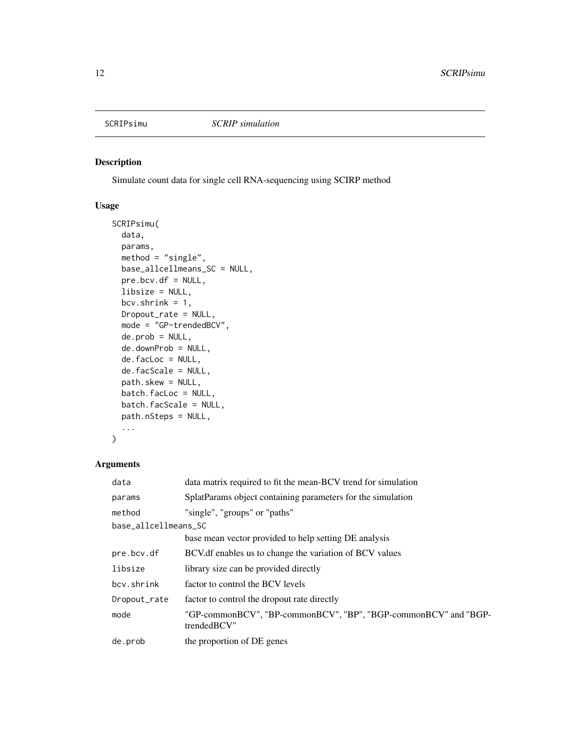SCRIPsimu *SCRIP simulation*

## Description

Simulate count data for single cell RNA-sequencing using SCIRP method

## Usage

```
SCRIPsimu(
  data,
  params,
  method = "single",
  base_allcellmeans_SC = NULL,
  pre.bcv.df = NULL,
  libsize = NULL,
  bcv.shrink = 1,
  Dropout_rate = NULL,
  mode = "GP-trendedBCV",
  de.prob = NULL,
  de.downProb = NULL,
  de.facLoc = NULL,
  de.facScale = NULL,
  path.skew = NULL,
  batch.facLoc = NULL,
  batch.facScale = NULL,
  path.nSteps = NULL,
  ...
)
```

## Arguments

| | |
|---|---|
| data | data matrix required to fit the mean-BCV trend for simulation |
| params | SplatParams object containing parameters for the simulation |
| method | "single", "groups" or "paths" |
| base_allcellmeans_SC | base mean vector provided to help setting DE analysis |
| pre.bcv.df | BCV.df enables us to change the variation of BCV values |
| libsize | library size can be provided directly |
| bcv.shrink | factor to control the BCV levels |
| Dropout_rate | factor to control the dropout rate directly |
| mode | "GP-commonBCV", "BP-commonBCV", "BP", "BGP-commonBCV" and "BGP-trendedBCV" |
| de.prob | the proportion of DE genes |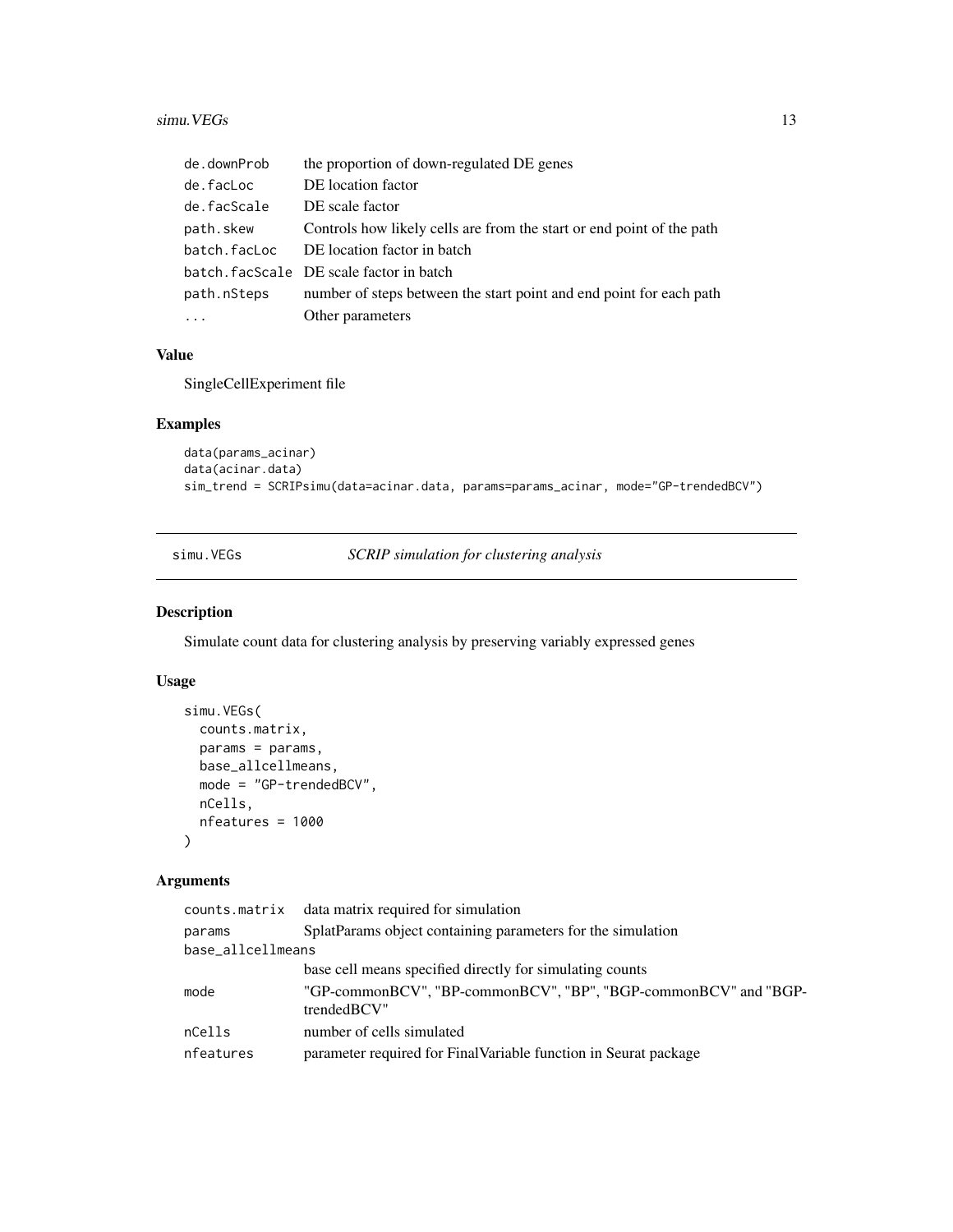| | |
|---|---|
| de.downProb | the proportion of down-regulated DE genes |
| de.facLoc | DE location factor |
| de.facScale | DE scale factor |
| path.skew | Controls how likely cells are from the start or end point of the path |
| batch.facLoc | DE location factor in batch |
| batch.facScale | DE scale factor in batch |
| path.nSteps | number of steps between the start point and end point for each path |
| ... | Other parameters |

### Value

SingleCellExperiment file

### Examples

```
data(params_acinar)
data(acinar.data)
sim_trend = SCRIPsimu(data=acinar.data, params=params_acinar, mode="GP-trendedBCV")
```

---

## simu.VEGs — *SCRIP simulation for clustering analysis*

### Description

Simulate count data for clustering analysis by preserving variably expressed genes

### Usage

```
simu.VEGs(
  counts.matrix,
  params = params,
  base_allcellmeans,
  mode = "GP-trendedBCV",
  nCells,
  nfeatures = 1000
)
```

### Arguments

| | |
|---|---|
| counts.matrix | data matrix required for simulation |
| params | SplatParams object containing parameters for the simulation |
| base_allcellmeans | base cell means specified directly for simulating counts |
| mode | "GP-commonBCV", "BP-commonBCV", "BP", "BGP-commonBCV" and "BGP-trendedBCV" |
| nCells | number of cells simulated |
| nfeatures | parameter required for FinalVariable function in Seurat package |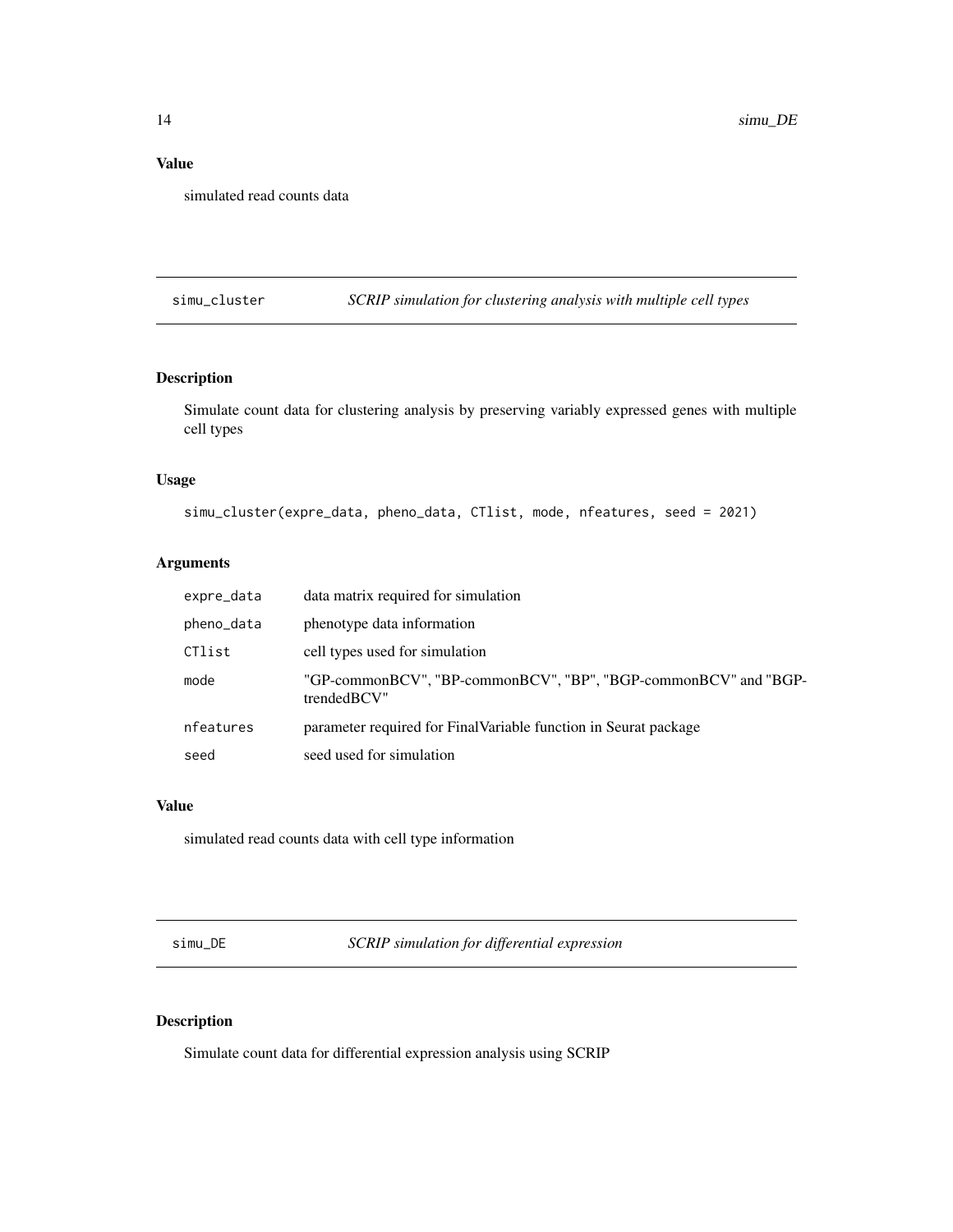## Value

simulated read counts data

---

## simu_cluster — *SCRIP simulation for clustering analysis with multiple cell types*

### Description

Simulate count data for clustering analysis by preserving variably expressed genes with multiple cell types

### Usage

```
simu_cluster(expre_data, pheno_data, CTlist, mode, nfeatures, seed = 2021)
```

### Arguments

| | |
|---|---|
| expre_data | data matrix required for simulation |
| pheno_data | phenotype data information |
| CTlist | cell types used for simulation |
| mode | "GP-commonBCV", "BP-commonBCV", "BP", "BGP-commonBCV" and "BGP-trendedBCV" |
| nfeatures | parameter required for FinalVariable function in Seurat package |
| seed | seed used for simulation |

### Value

simulated read counts data with cell type information

---

## simu_DE — *SCRIP simulation for differential expression*

### Description

Simulate count data for differential expression analysis using SCRIP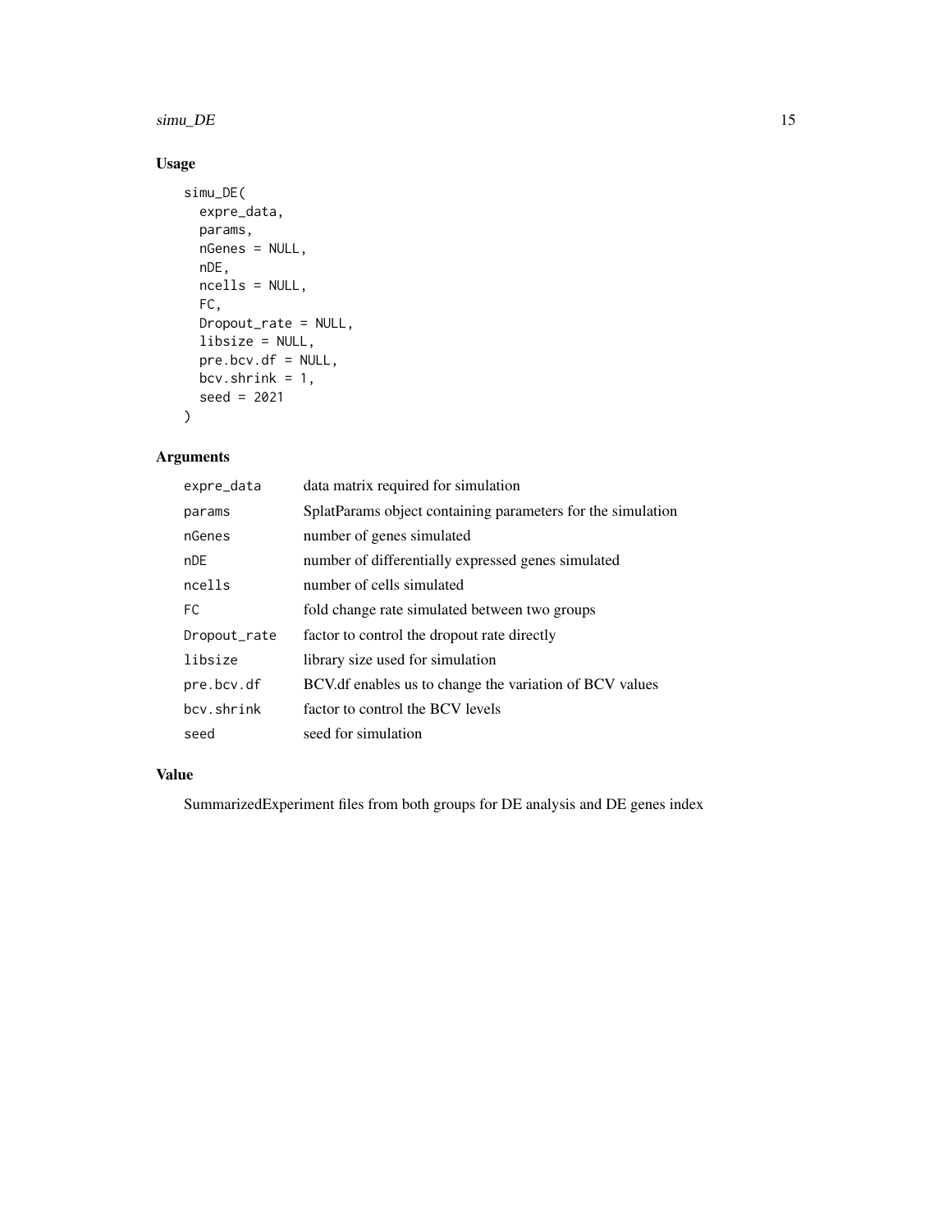## Usage

```
simu_DE(
  expre_data,
  params,
  nGenes = NULL,
  nDE,
  ncells = NULL,
  FC,
  Dropout_rate = NULL,
  libsize = NULL,
  pre.bcv.df = NULL,
  bcv.shrink = 1,
  seed = 2021
)
```

## Arguments

| | |
|---|---|
| `expre_data` | data matrix required for simulation |
| `params` | SplatParams object containing parameters for the simulation |
| `nGenes` | number of genes simulated |
| `nDE` | number of differentially expressed genes simulated |
| `ncells` | number of cells simulated |
| `FC` | fold change rate simulated between two groups |
| `Dropout_rate` | factor to control the dropout rate directly |
| `libsize` | library size used for simulation |
| `pre.bcv.df` | BCV.df enables us to change the variation of BCV values |
| `bcv.shrink` | factor to control the BCV levels |
| `seed` | seed for simulation |

## Value

SummarizedExperiment files from both groups for DE analysis and DE genes index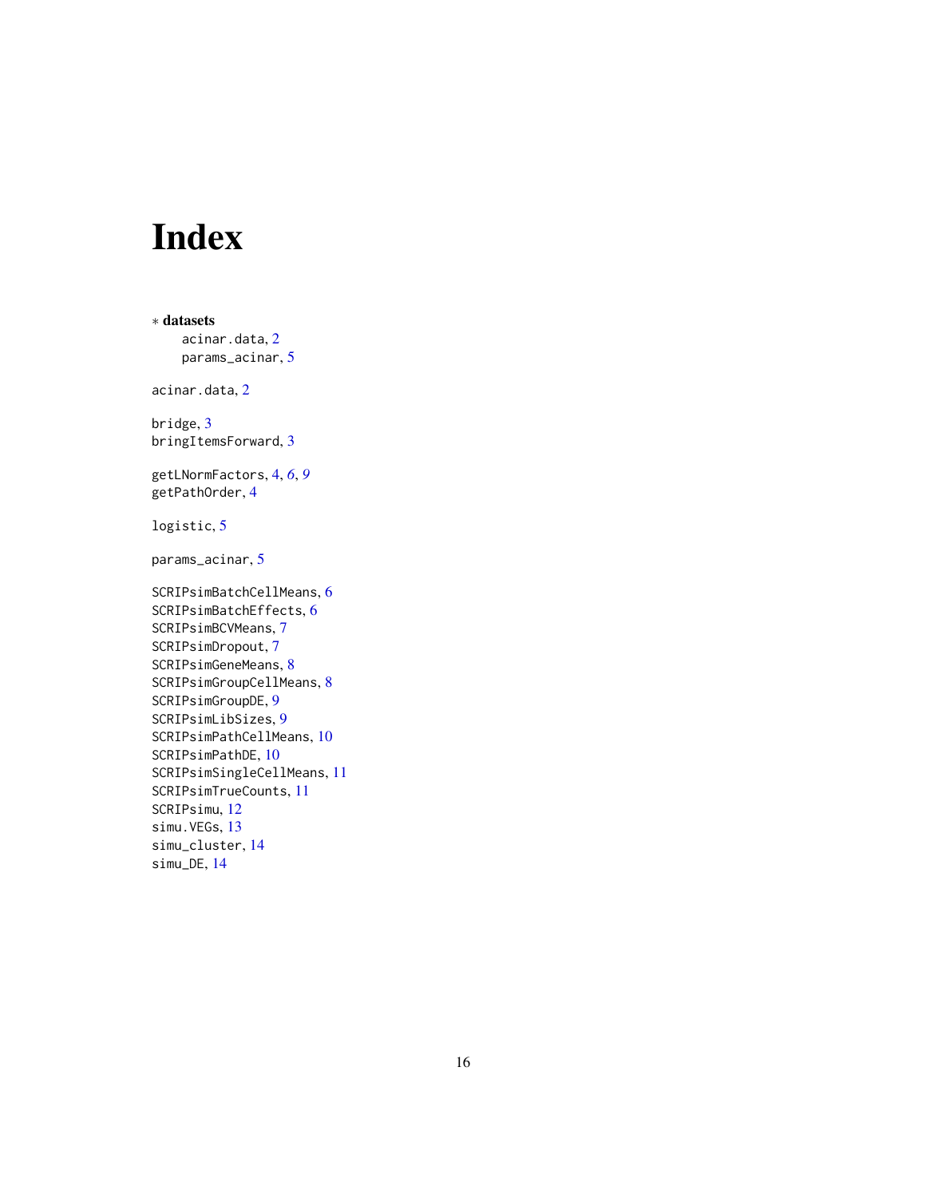# Index

∗ **datasets**
    acinar.data, 2
    params_acinar, 5

acinar.data, 2

bridge, 3
bringItemsForward, 3

getLNormFactors, 4, *6*, *9*
getPathOrder, 4

logistic, 5

params_acinar, 5

SCRIPsimBatchCellMeans, 6
SCRIPsimBatchEffects, 6
SCRIPsimBCVMeans, 7
SCRIPsimDropout, 7
SCRIPsimGeneMeans, 8
SCRIPsimGroupCellMeans, 8
SCRIPsimGroupDE, 9
SCRIPsimLibSizes, 9
SCRIPsimPathCellMeans, 10
SCRIPsimPathDE, 10
SCRIPsimSingleCellMeans, 11
SCRIPsimTrueCounts, 11
SCRIPsimu, 12
simu.VEGs, 13
simu_cluster, 14
simu_DE, 14